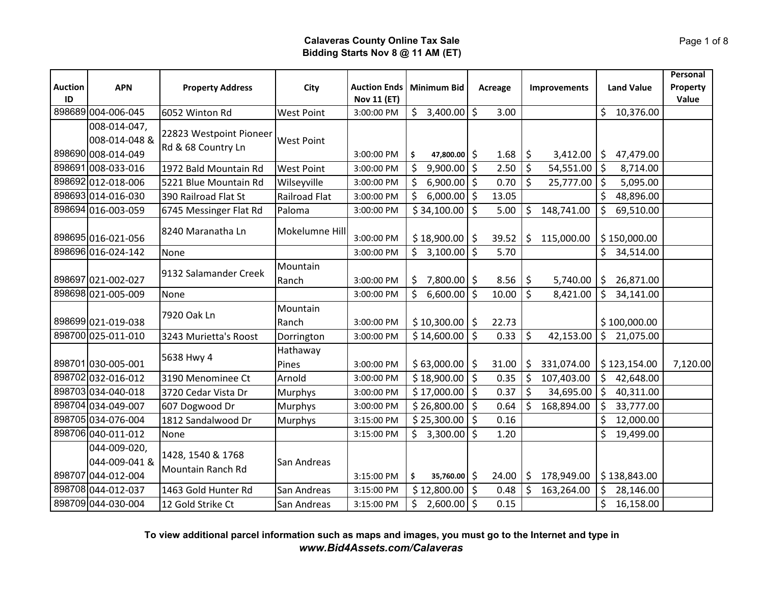# Calaveras County Online Tax Sale
## Bidding Starts Nov 8 @ 11 AM (ET)

| Auction ID | APN | Property Address | City | Auction Ends Nov 11 (ET) | Minimum Bid | Acreage | Improvements | Land Value | Personal Property Value |
|---|---|---|---|---|---|---|---|---|---|
| 898689 | 004-006-045 | 6052 Winton Rd | West Point | 3:00:00 PM | $ 3,400.00 | $ 3.00 | | $ 10,376.00 | |
| 898690 | 008-014-047, 008-014-048 & 008-014-049 | 22823 Westpoint Pioneer Rd & 68 Country Ln | West Point | 3:00:00 PM | $ 47,800.00 | $ 1.68 | $ 3,412.00 | $ 47,479.00 | |
| 898691 | 008-033-016 | 1972 Bald Mountain Rd | West Point | 3:00:00 PM | $ 9,900.00 | $ 2.50 | $ 54,551.00 | $ 8,714.00 | |
| 898692 | 012-018-006 | 5221 Blue Mountain Rd | Wilseyville | 3:00:00 PM | $ 6,900.00 | $ 0.70 | $ 25,777.00 | $ 5,095.00 | |
| 898693 | 014-016-030 | 390 Railroad Flat St | Railroad Flat | 3:00:00 PM | $ 6,000.00 | $ 13.05 | | $ 48,896.00 | |
| 898694 | 016-003-059 | 6745 Messinger Flat Rd | Paloma | 3:00:00 PM | $ 34,100.00 | $ 5.00 | $ 148,741.00 | $ 69,510.00 | |
| 898695 | 016-021-056 | 8240 Maranatha Ln | Mokelumne Hill | 3:00:00 PM | $ 18,900.00 | $ 39.52 | $ 115,000.00 | $ 150,000.00 | |
| 898696 | 016-024-142 | None | | 3:00:00 PM | $ 3,100.00 | $ 5.70 | | $ 34,514.00 | |
| 898697 | 021-002-027 | 9132 Salamander Creek | Mountain Ranch | 3:00:00 PM | $ 7,800.00 | $ 8.56 | $ 5,740.00 | $ 26,871.00 | |
| 898698 | 021-005-009 | None | | 3:00:00 PM | $ 6,600.00 | $ 10.00 | $ 8,421.00 | $ 34,141.00 | |
| 898699 | 021-019-038 | 7920 Oak Ln | Mountain Ranch | 3:00:00 PM | $ 10,300.00 | $ 22.73 | | $ 100,000.00 | |
| 898700 | 025-011-010 | 3243 Murietta's Roost | Dorrington | 3:00:00 PM | $ 14,600.00 | $ 0.33 | $ 42,153.00 | $ 21,075.00 | |
| 898701 | 030-005-001 | 5638 Hwy 4 | Hathaway Pines | 3:00:00 PM | $ 63,000.00 | $ 31.00 | $ 331,074.00 | $ 123,154.00 | 7,120.00 |
| 898702 | 032-016-012 | 3190 Menominee Ct | Arnold | 3:00:00 PM | $ 18,900.00 | $ 0.35 | $ 107,403.00 | $ 42,648.00 | |
| 898703 | 034-040-018 | 3720 Cedar Vista Dr | Murphys | 3:00:00 PM | $ 17,000.00 | $ 0.37 | $ 34,695.00 | $ 40,311.00 | |
| 898704 | 034-049-007 | 607 Dogwood Dr | Murphys | 3:00:00 PM | $ 26,800.00 | $ 0.64 | $ 168,894.00 | $ 33,777.00 | |
| 898705 | 034-076-004 | 1812 Sandalwood Dr | Murphys | 3:15:00 PM | $ 25,300.00 | $ 0.16 | | $ 12,000.00 | |
| 898706 | 040-011-012 | None | | 3:15:00 PM | $ 3,300.00 | $ 1.20 | | $ 19,499.00 | |
| 898707 | 044-009-020, 044-009-041 & 044-012-004 | 1428, 1540 & 1768 Mountain Ranch Rd | San Andreas | 3:15:00 PM | $ 35,760.00 | $ 24.00 | $ 178,949.00 | $ 138,843.00 | |
| 898708 | 044-012-037 | 1463 Gold Hunter Rd | San Andreas | 3:15:00 PM | $ 12,800.00 | $ 0.48 | $ 163,264.00 | $ 28,146.00 | |
| 898709 | 044-030-004 | 12 Gold Strike Ct | San Andreas | 3:15:00 PM | $ 2,600.00 | $ 0.15 | | $ 16,158.00 | |

**To view additional parcel information such as maps and images, you must go to the Internet and type in *www.Bid4Assets.com/Calaveras***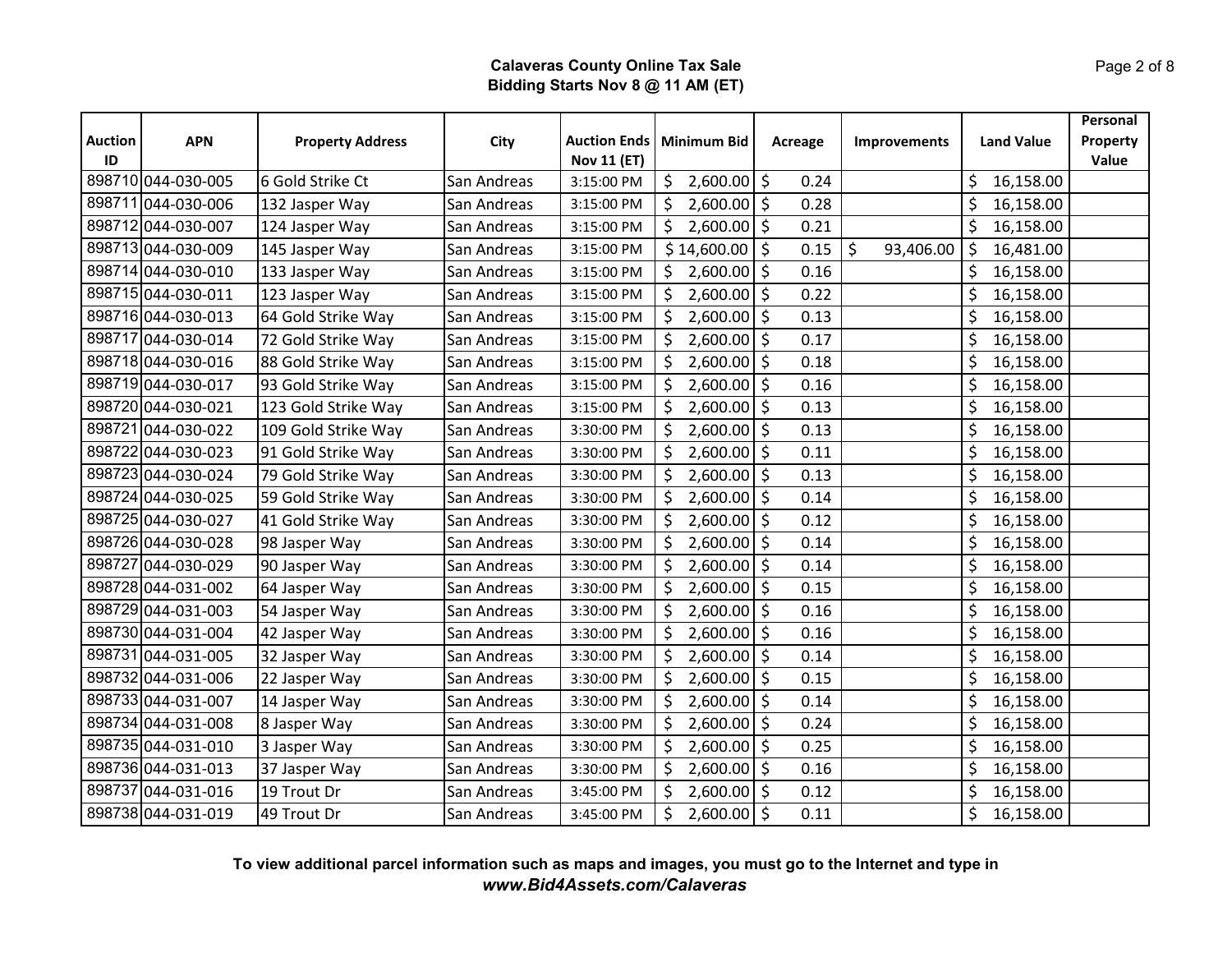**Calaveras County Online Tax Sale**
**Bidding Starts Nov 8 @ 11 AM (ET)**

| Auction ID | APN | Property Address | City | Auction Ends Nov 11 (ET) | Minimum Bid | Acreage | Improvements | Land Value | Personal Property Value |
|---|---|---|---|---|---|---|---|---|---|
| 898710 | 044-030-005 | 6 Gold Strike Ct | San Andreas | 3:15:00 PM | $ 2,600.00 | $ 0.24 | | $ 16,158.00 | |
| 898711 | 044-030-006 | 132 Jasper Way | San Andreas | 3:15:00 PM | $ 2,600.00 | $ 0.28 | | $ 16,158.00 | |
| 898712 | 044-030-007 | 124 Jasper Way | San Andreas | 3:15:00 PM | $ 2,600.00 | $ 0.21 | | $ 16,158.00 | |
| 898713 | 044-030-009 | 145 Jasper Way | San Andreas | 3:15:00 PM | $ 14,600.00 | $ 0.15 | $ 93,406.00 | $ 16,481.00 | |
| 898714 | 044-030-010 | 133 Jasper Way | San Andreas | 3:15:00 PM | $ 2,600.00 | $ 0.16 | | $ 16,158.00 | |
| 898715 | 044-030-011 | 123 Jasper Way | San Andreas | 3:15:00 PM | $ 2,600.00 | $ 0.22 | | $ 16,158.00 | |
| 898716 | 044-030-013 | 64 Gold Strike Way | San Andreas | 3:15:00 PM | $ 2,600.00 | $ 0.13 | | $ 16,158.00 | |
| 898717 | 044-030-014 | 72 Gold Strike Way | San Andreas | 3:15:00 PM | $ 2,600.00 | $ 0.17 | | $ 16,158.00 | |
| 898718 | 044-030-016 | 88 Gold Strike Way | San Andreas | 3:15:00 PM | $ 2,600.00 | $ 0.18 | | $ 16,158.00 | |
| 898719 | 044-030-017 | 93 Gold Strike Way | San Andreas | 3:15:00 PM | $ 2,600.00 | $ 0.16 | | $ 16,158.00 | |
| 898720 | 044-030-021 | 123 Gold Strike Way | San Andreas | 3:15:00 PM | $ 2,600.00 | $ 0.13 | | $ 16,158.00 | |
| 898721 | 044-030-022 | 109 Gold Strike Way | San Andreas | 3:30:00 PM | $ 2,600.00 | $ 0.13 | | $ 16,158.00 | |
| 898722 | 044-030-023 | 91 Gold Strike Way | San Andreas | 3:30:00 PM | $ 2,600.00 | $ 0.11 | | $ 16,158.00 | |
| 898723 | 044-030-024 | 79 Gold Strike Way | San Andreas | 3:30:00 PM | $ 2,600.00 | $ 0.13 | | $ 16,158.00 | |
| 898724 | 044-030-025 | 59 Gold Strike Way | San Andreas | 3:30:00 PM | $ 2,600.00 | $ 0.14 | | $ 16,158.00 | |
| 898725 | 044-030-027 | 41 Gold Strike Way | San Andreas | 3:30:00 PM | $ 2,600.00 | $ 0.12 | | $ 16,158.00 | |
| 898726 | 044-030-028 | 98 Jasper Way | San Andreas | 3:30:00 PM | $ 2,600.00 | $ 0.14 | | $ 16,158.00 | |
| 898727 | 044-030-029 | 90 Jasper Way | San Andreas | 3:30:00 PM | $ 2,600.00 | $ 0.14 | | $ 16,158.00 | |
| 898728 | 044-031-002 | 64 Jasper Way | San Andreas | 3:30:00 PM | $ 2,600.00 | $ 0.15 | | $ 16,158.00 | |
| 898729 | 044-031-003 | 54 Jasper Way | San Andreas | 3:30:00 PM | $ 2,600.00 | $ 0.16 | | $ 16,158.00 | |
| 898730 | 044-031-004 | 42 Jasper Way | San Andreas | 3:30:00 PM | $ 2,600.00 | $ 0.16 | | $ 16,158.00 | |
| 898731 | 044-031-005 | 32 Jasper Way | San Andreas | 3:30:00 PM | $ 2,600.00 | $ 0.14 | | $ 16,158.00 | |
| 898732 | 044-031-006 | 22 Jasper Way | San Andreas | 3:30:00 PM | $ 2,600.00 | $ 0.15 | | $ 16,158.00 | |
| 898733 | 044-031-007 | 14 Jasper Way | San Andreas | 3:30:00 PM | $ 2,600.00 | $ 0.14 | | $ 16,158.00 | |
| 898734 | 044-031-008 | 8 Jasper Way | San Andreas | 3:30:00 PM | $ 2,600.00 | $ 0.24 | | $ 16,158.00 | |
| 898735 | 044-031-010 | 3 Jasper Way | San Andreas | 3:30:00 PM | $ 2,600.00 | $ 0.25 | | $ 16,158.00 | |
| 898736 | 044-031-013 | 37 Jasper Way | San Andreas | 3:30:00 PM | $ 2,600.00 | $ 0.16 | | $ 16,158.00 | |
| 898737 | 044-031-016 | 19 Trout Dr | San Andreas | 3:45:00 PM | $ 2,600.00 | $ 0.12 | | $ 16,158.00 | |
| 898738 | 044-031-019 | 49 Trout Dr | San Andreas | 3:45:00 PM | $ 2,600.00 | $ 0.11 | | $ 16,158.00 | |

**To view additional parcel information such as maps and images, you must go to the Internet and type in *www.Bid4Assets.com/Calaveras***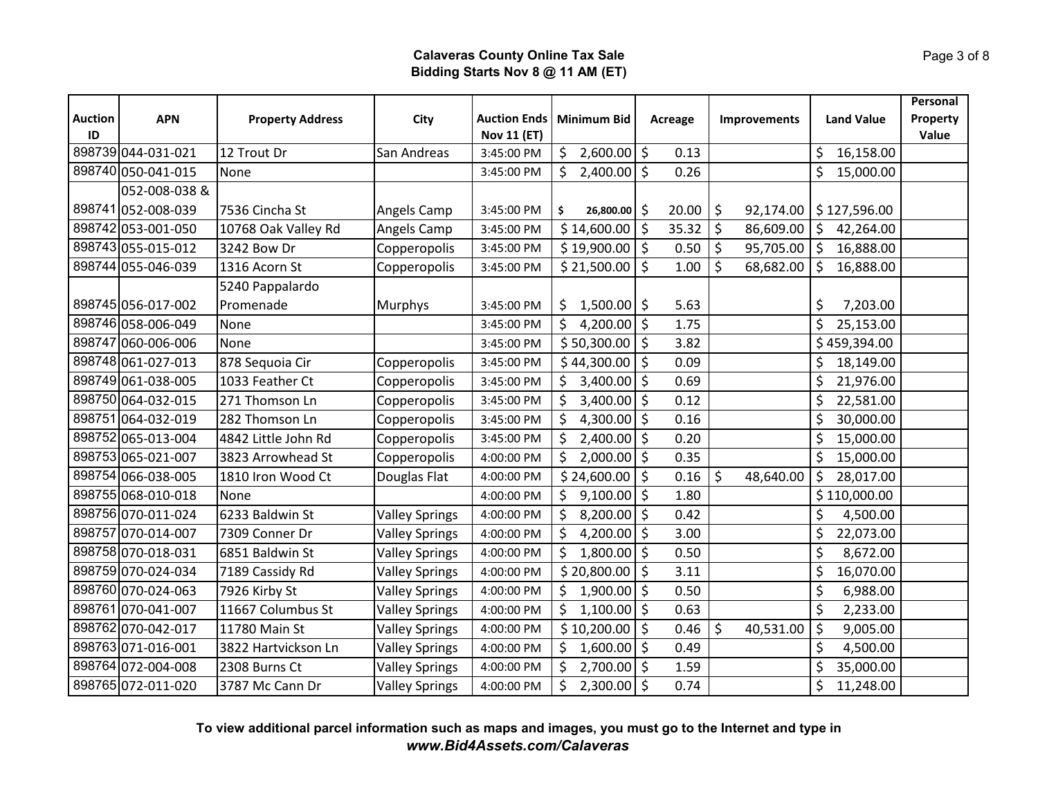**Calaveras County Online Tax Sale**
**Bidding Starts Nov 8 @ 11 AM (ET)**

| Auction ID | APN | Property Address | City | Auction Ends Nov 11 (ET) | Minimum Bid | Acreage | Improvements | Land Value | Personal Property Value |
|---|---|---|---|---|---|---|---|---|---|
| 898739 | 044-031-021 | 12 Trout Dr | San Andreas | 3:45:00 PM | $ 2,600.00 | $ 0.13 | | $ 16,158.00 | |
| 898740 | 050-041-015 | None | | 3:45:00 PM | $ 2,400.00 | $ 0.26 | | $ 15,000.00 | |
| 898741 | 052-008-038 & 052-008-039 | 7536 Cincha St | Angels Camp | 3:45:00 PM | $ 26,800.00 | $ 20.00 | $ 92,174.00 | $ 127,596.00 | |
| 898742 | 053-001-050 | 10768 Oak Valley Rd | Angels Camp | 3:45:00 PM | $ 14,600.00 | $ 35.32 | $ 86,609.00 | $ 42,264.00 | |
| 898743 | 055-015-012 | 3242 Bow Dr | Copperopolis | 3:45:00 PM | $ 19,900.00 | $ 0.50 | $ 95,705.00 | $ 16,888.00 | |
| 898744 | 055-046-039 | 1316 Acorn St | Copperopolis | 3:45:00 PM | $ 21,500.00 | $ 1.00 | $ 68,682.00 | $ 16,888.00 | |
| 898745 | 056-017-002 | 5240 Pappalardo Promenade | Murphys | 3:45:00 PM | $ 1,500.00 | $ 5.63 | | $ 7,203.00 | |
| 898746 | 058-006-049 | None | | 3:45:00 PM | $ 4,200.00 | $ 1.75 | | $ 25,153.00 | |
| 898747 | 060-006-006 | None | | 3:45:00 PM | $ 50,300.00 | $ 3.82 | | $ 459,394.00 | |
| 898748 | 061-027-013 | 878 Sequoia Cir | Copperopolis | 3:45:00 PM | $ 44,300.00 | $ 0.09 | | $ 18,149.00 | |
| 898749 | 061-038-005 | 1033 Feather Ct | Copperopolis | 3:45:00 PM | $ 3,400.00 | $ 0.69 | | $ 21,976.00 | |
| 898750 | 064-032-015 | 271 Thomson Ln | Copperopolis | 3:45:00 PM | $ 3,400.00 | $ 0.12 | | $ 22,581.00 | |
| 898751 | 064-032-019 | 282 Thomson Ln | Copperopolis | 3:45:00 PM | $ 4,300.00 | $ 0.16 | | $ 30,000.00 | |
| 898752 | 065-013-004 | 4842 Little John Rd | Copperopolis | 3:45:00 PM | $ 2,400.00 | $ 0.20 | | $ 15,000.00 | |
| 898753 | 065-021-007 | 3823 Arrowhead St | Copperopolis | 4:00:00 PM | $ 2,000.00 | $ 0.35 | | $ 15,000.00 | |
| 898754 | 066-038-005 | 1810 Iron Wood Ct | Douglas Flat | 4:00:00 PM | $ 24,600.00 | $ 0.16 | $ 48,640.00 | $ 28,017.00 | |
| 898755 | 068-010-018 | None | | 4:00:00 PM | $ 9,100.00 | $ 1.80 | | $ 110,000.00 | |
| 898756 | 070-011-024 | 6233 Baldwin St | Valley Springs | 4:00:00 PM | $ 8,200.00 | $ 0.42 | | $ 4,500.00 | |
| 898757 | 070-014-007 | 7309 Conner Dr | Valley Springs | 4:00:00 PM | $ 4,200.00 | $ 3.00 | | $ 22,073.00 | |
| 898758 | 070-018-031 | 6851 Baldwin St | Valley Springs | 4:00:00 PM | $ 1,800.00 | $ 0.50 | | $ 8,672.00 | |
| 898759 | 070-024-034 | 7189 Cassidy Rd | Valley Springs | 4:00:00 PM | $ 20,800.00 | $ 3.11 | | $ 16,070.00 | |
| 898760 | 070-024-063 | 7926 Kirby St | Valley Springs | 4:00:00 PM | $ 1,900.00 | $ 0.50 | | $ 6,988.00 | |
| 898761 | 070-041-007 | 11667 Columbus St | Valley Springs | 4:00:00 PM | $ 1,100.00 | $ 0.63 | | $ 2,233.00 | |
| 898762 | 070-042-017 | 11780 Main St | Valley Springs | 4:00:00 PM | $ 10,200.00 | $ 0.46 | $ 40,531.00 | $ 9,005.00 | |
| 898763 | 071-016-001 | 3822 Hartvickson Ln | Valley Springs | 4:00:00 PM | $ 1,600.00 | $ 0.49 | | $ 4,500.00 | |
| 898764 | 072-004-008 | 2308 Burns Ct | Valley Springs | 4:00:00 PM | $ 2,700.00 | $ 1.59 | | $ 35,000.00 | |
| 898765 | 072-011-020 | 3787 Mc Cann Dr | Valley Springs | 4:00:00 PM | $ 2,300.00 | $ 0.74 | | $ 11,248.00 | |

**To view additional parcel information such as maps and images, you must go to the Internet and type in**
***www.Bid4Assets.com/Calaveras***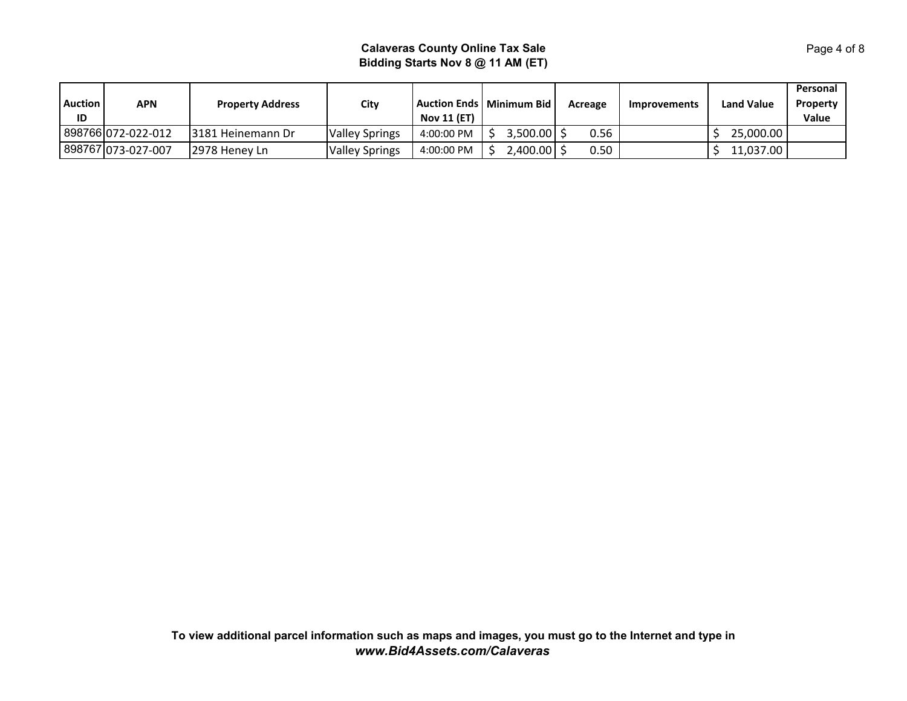**Calaveras County Online Tax Sale**
**Bidding Starts Nov 8 @ 11 AM (ET)**

| Auction ID | APN | Property Address | City | Auction Ends Nov 11 (ET) | Minimum Bid | Acreage | Improvements | Land Value | Personal Property Value |
|---|---|---|---|---|---|---|---|---|---|
| 898766 | 072-022-012 | 3181 Heinemann Dr | Valley Springs | 4:00:00 PM | $ 3,500.00 | $ 0.56 | | $ 25,000.00 | |
| 898767 | 073-027-007 | 2978 Heney Ln | Valley Springs | 4:00:00 PM | $ 2,400.00 | $ 0.50 | | $ 11,037.00 | |

**To view additional parcel information such as maps and images, you must go to the Internet and type in**
***www.Bid4Assets.com/Calaveras***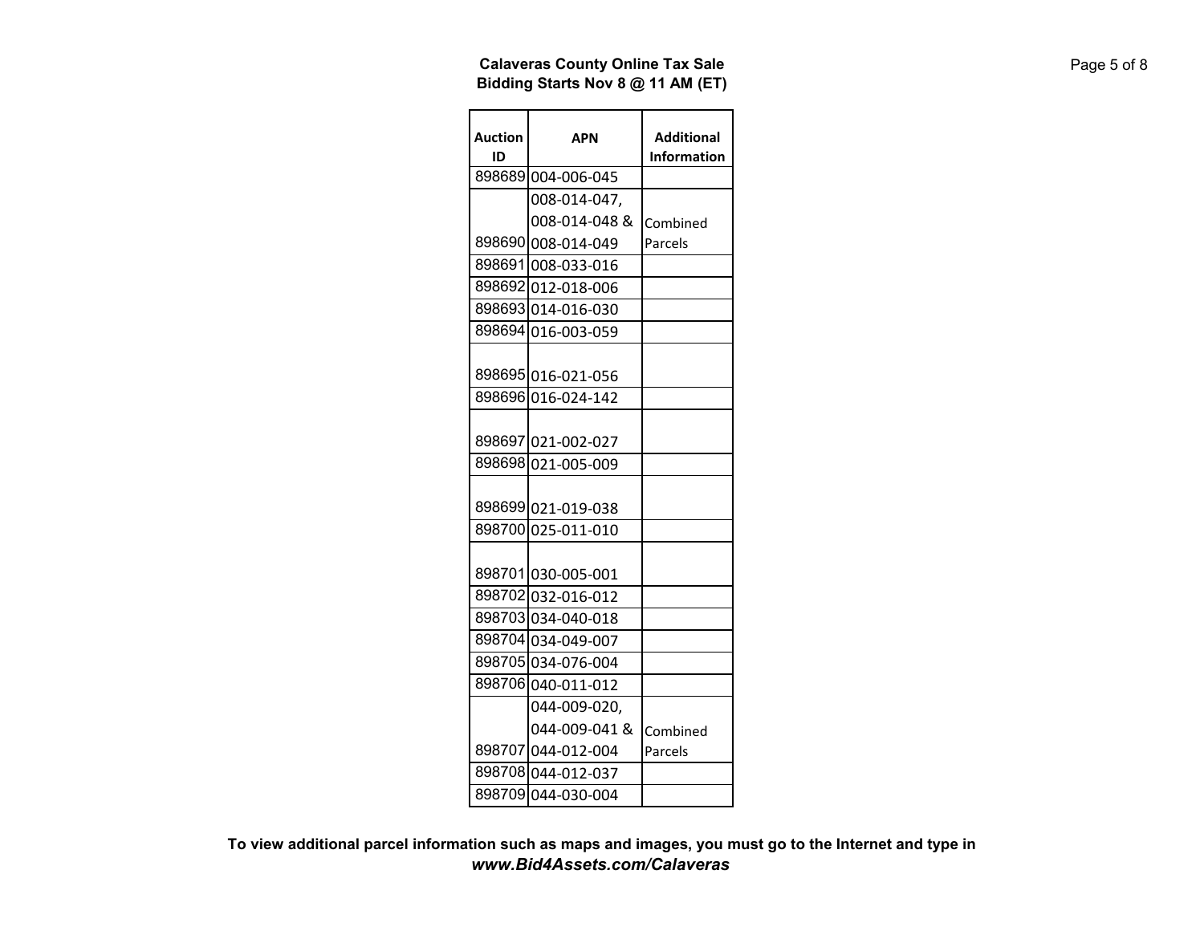**Calaveras County Online Tax Sale**
**Bidding Starts Nov 8 @ 11 AM (ET)**

| Auction ID | APN | Additional Information |
|---|---|---|
| 898689 | 004-006-045 | |
| 898690 | 008-014-047, 008-014-048 & 008-014-049 | Combined Parcels |
| 898691 | 008-033-016 | |
| 898692 | 012-018-006 | |
| 898693 | 014-016-030 | |
| 898694 | 016-003-059 | |
| 898695 | 016-021-056 | |
| 898696 | 016-024-142 | |
| 898697 | 021-002-027 | |
| 898698 | 021-005-009 | |
| 898699 | 021-019-038 | |
| 898700 | 025-011-010 | |
| 898701 | 030-005-001 | |
| 898702 | 032-016-012 | |
| 898703 | 034-040-018 | |
| 898704 | 034-049-007 | |
| 898705 | 034-076-004 | |
| 898706 | 040-011-012 | |
| 898707 | 044-009-020, 044-009-041 & 044-012-004 | Combined Parcels |
| 898708 | 044-012-037 | |
| 898709 | 044-030-004 | |

**To view additional parcel information such as maps and images, you must go to the Internet and type in** ***www.Bid4Assets.com/Calaveras***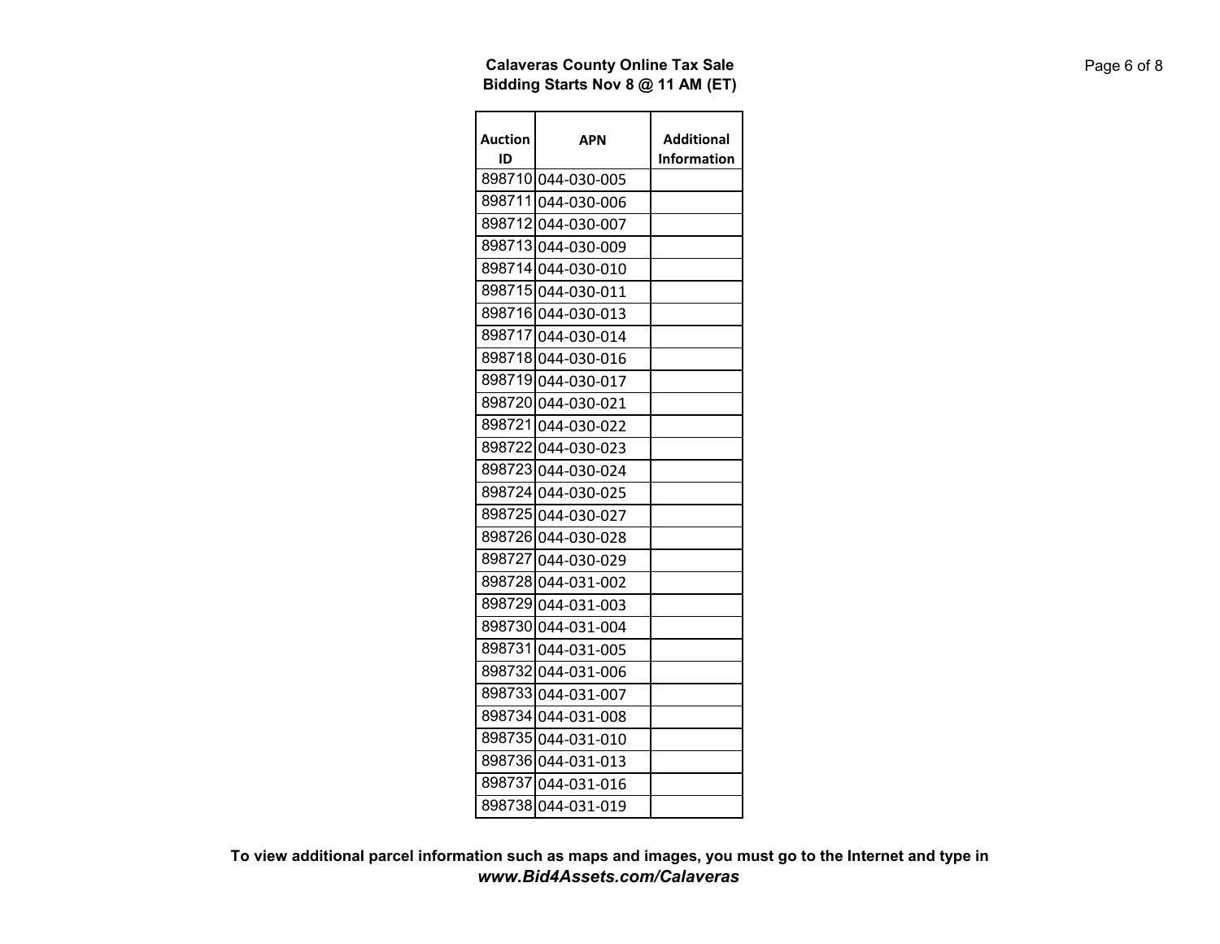**Calaveras County Online Tax Sale**
**Bidding Starts Nov 8 @ 11 AM (ET)**

| Auction ID | APN | Additional Information |
|---|---|---|
| 898710 | 044-030-005 | |
| 898711 | 044-030-006 | |
| 898712 | 044-030-007 | |
| 898713 | 044-030-009 | |
| 898714 | 044-030-010 | |
| 898715 | 044-030-011 | |
| 898716 | 044-030-013 | |
| 898717 | 044-030-014 | |
| 898718 | 044-030-016 | |
| 898719 | 044-030-017 | |
| 898720 | 044-030-021 | |
| 898721 | 044-030-022 | |
| 898722 | 044-030-023 | |
| 898723 | 044-030-024 | |
| 898724 | 044-030-025 | |
| 898725 | 044-030-027 | |
| 898726 | 044-030-028 | |
| 898727 | 044-030-029 | |
| 898728 | 044-031-002 | |
| 898729 | 044-031-003 | |
| 898730 | 044-031-004 | |
| 898731 | 044-031-005 | |
| 898732 | 044-031-006 | |
| 898733 | 044-031-007 | |
| 898734 | 044-031-008 | |
| 898735 | 044-031-010 | |
| 898736 | 044-031-013 | |
| 898737 | 044-031-016 | |
| 898738 | 044-031-019 | |

**To view additional parcel information such as maps and images, you must go to the Internet and type in *www.Bid4Assets.com/Calaveras***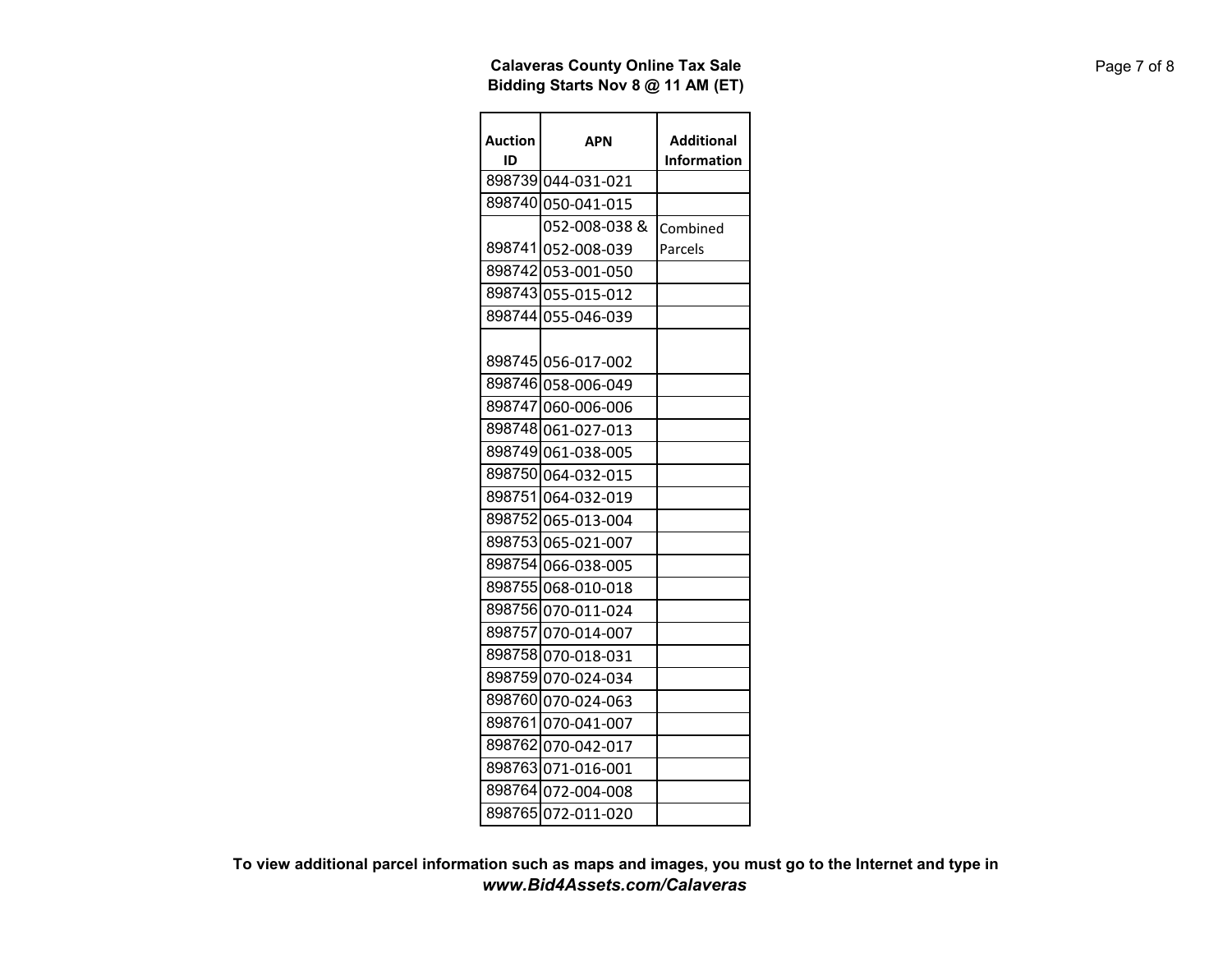**Calaveras County Online Tax Sale**
**Bidding Starts Nov 8 @ 11 AM (ET)**

| Auction ID | APN | Additional Information |
|---|---|---|
| 898739 | 044-031-021 | |
| 898740 | 050-041-015 | |
| 898741 | 052-008-038 & 052-008-039 | Combined Parcels |
| 898742 | 053-001-050 | |
| 898743 | 055-015-012 | |
| 898744 | 055-046-039 | |
| 898745 | 056-017-002 | |
| 898746 | 058-006-049 | |
| 898747 | 060-006-006 | |
| 898748 | 061-027-013 | |
| 898749 | 061-038-005 | |
| 898750 | 064-032-015 | |
| 898751 | 064-032-019 | |
| 898752 | 065-013-004 | |
| 898753 | 065-021-007 | |
| 898754 | 066-038-005 | |
| 898755 | 068-010-018 | |
| 898756 | 070-011-024 | |
| 898757 | 070-014-007 | |
| 898758 | 070-018-031 | |
| 898759 | 070-024-034 | |
| 898760 | 070-024-063 | |
| 898761 | 070-041-007 | |
| 898762 | 070-042-017 | |
| 898763 | 071-016-001 | |
| 898764 | 072-004-008 | |
| 898765 | 072-011-020 | |

**To view additional parcel information such as maps and images, you must go to the Internet and type in *www.Bid4Assets.com/Calaveras***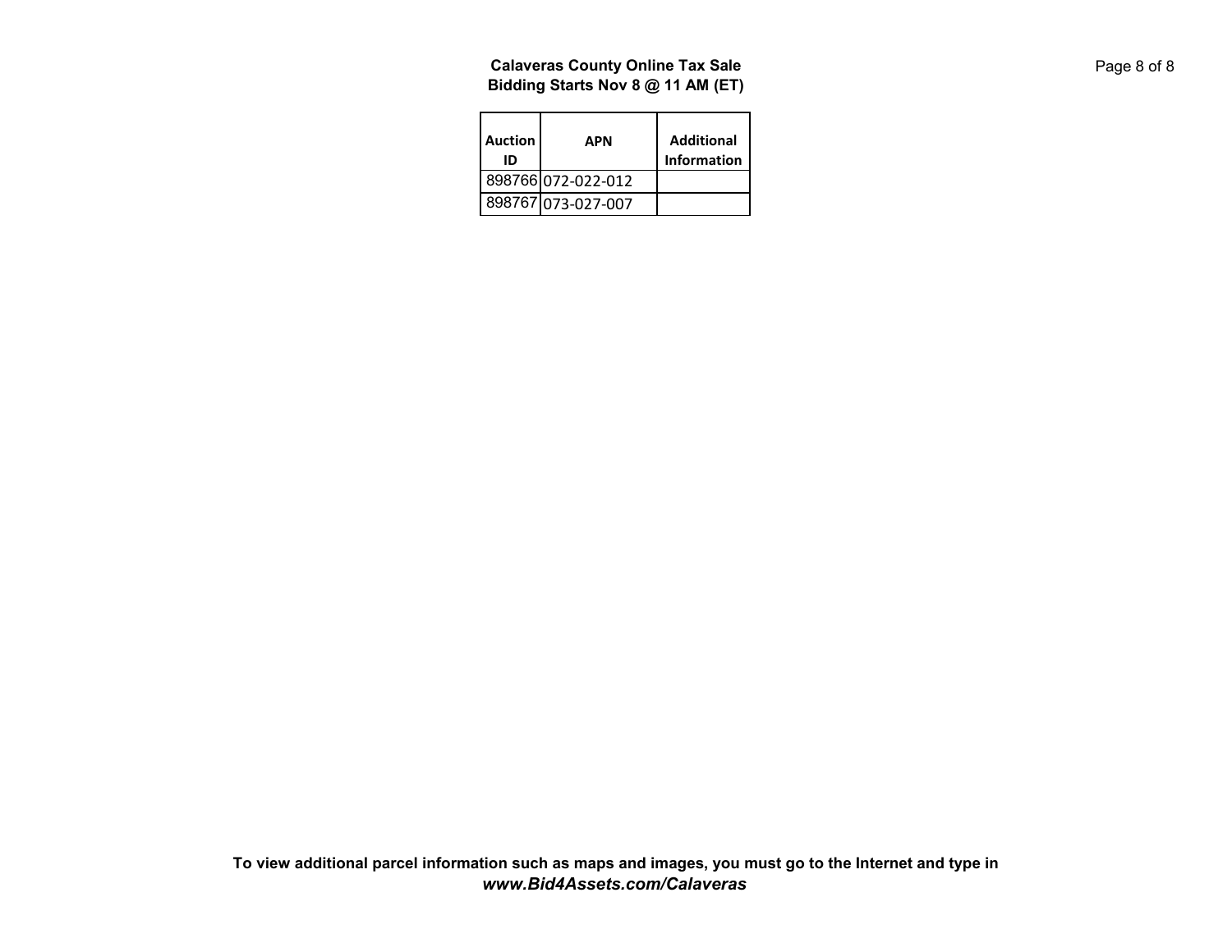**Calaveras County Online Tax Sale**
**Bidding Starts Nov 8 @ 11 AM (ET)**

| Auction ID | APN | Additional Information |
|---|---|---|
| 898766 | 072-022-012 | |
| 898767 | 073-027-007 | |

**To view additional parcel information such as maps and images, you must go to the Internet and type in *www.Bid4Assets.com/Calaveras***